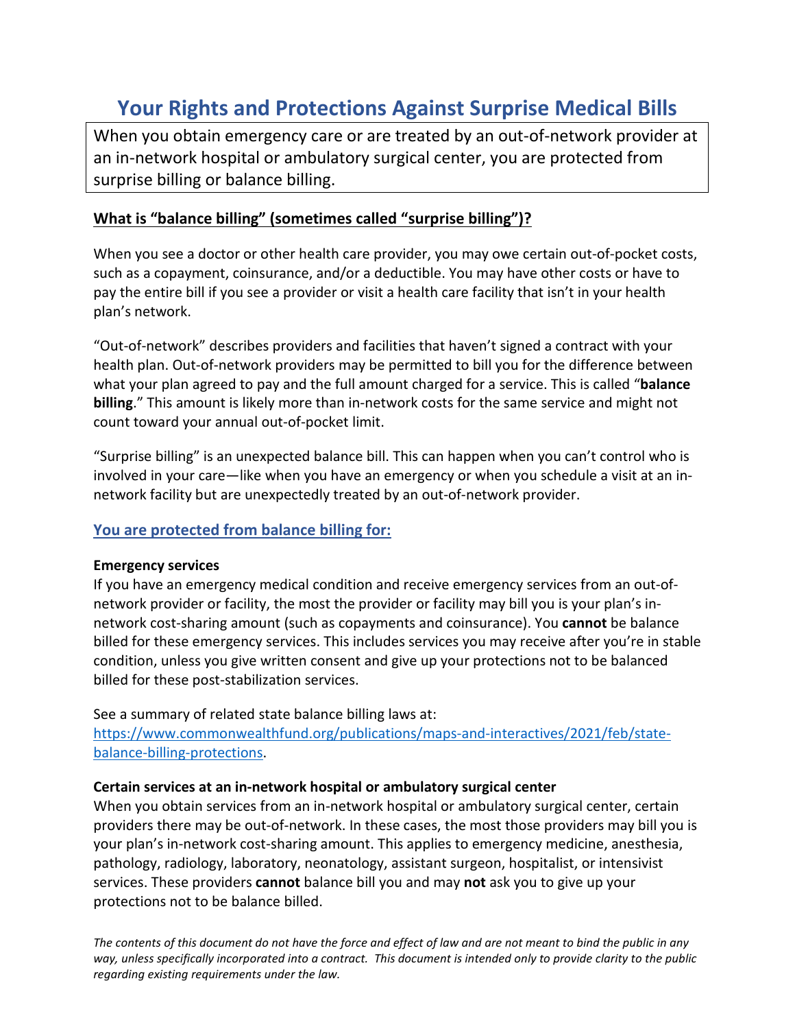# Your Rights and Protections Against Surprise Medical Bills

When you obtain emergency care or are treated by an out-of-network provider at an in-network hospital or ambulatory surgical center, you are protected from surprise billing or balance billing.

## What is "balance billing" (sometimes called "surprise billing")?

When you see a doctor or other health care provider, you may owe certain out-of-pocket costs, such as a copayment, coinsurance, and/or a deductible. You may have other costs or have to pay the entire bill if you see a provider or visit a health care facility that isn't in your health plan's network.

"Out-of-network" describes providers and facilities that haven't signed a contract with your health plan. Out-of-network providers may be permitted to bill you for the difference between what your plan agreed to pay and the full amount charged for a service. This is called "**balance billing**." This amount is likely more than in-network costs for the same service and might not count toward your annual out-of-pocket limit.

"Surprise billing" is an unexpected balance bill. This can happen when you can't control who is involved in your care—like when you have an emergency or when you schedule a visit at an in-network facility but are unexpectedly treated by an out-of-network provider.

## You are protected from balance billing for:

**Emergency services**

If you have an emergency medical condition and receive emergency services from an out-of-network provider or facility, the most the provider or facility may bill you is your plan's in-network cost-sharing amount (such as copayments and coinsurance). You **cannot** be balance billed for these emergency services. This includes services you may receive after you're in stable condition, unless you give written consent and give up your protections not to be balanced billed for these post-stabilization services.

See a summary of related state balance billing laws at: https://www.commonwealthfund.org/publications/maps-and-interactives/2021/feb/state-balance-billing-protections.

**Certain services at an in-network hospital or ambulatory surgical center**

When you obtain services from an in-network hospital or ambulatory surgical center, certain providers there may be out-of-network. In these cases, the most those providers may bill you is your plan's in-network cost-sharing amount. This applies to emergency medicine, anesthesia, pathology, radiology, laboratory, neonatology, assistant surgeon, hospitalist, or intensivist services. These providers **cannot** balance bill you and may **not** ask you to give up your protections not to be balance billed.

*The contents of this document do not have the force and effect of law and are not meant to bind the public in any way, unless specifically incorporated into a contract. This document is intended only to provide clarity to the public regarding existing requirements under the law.*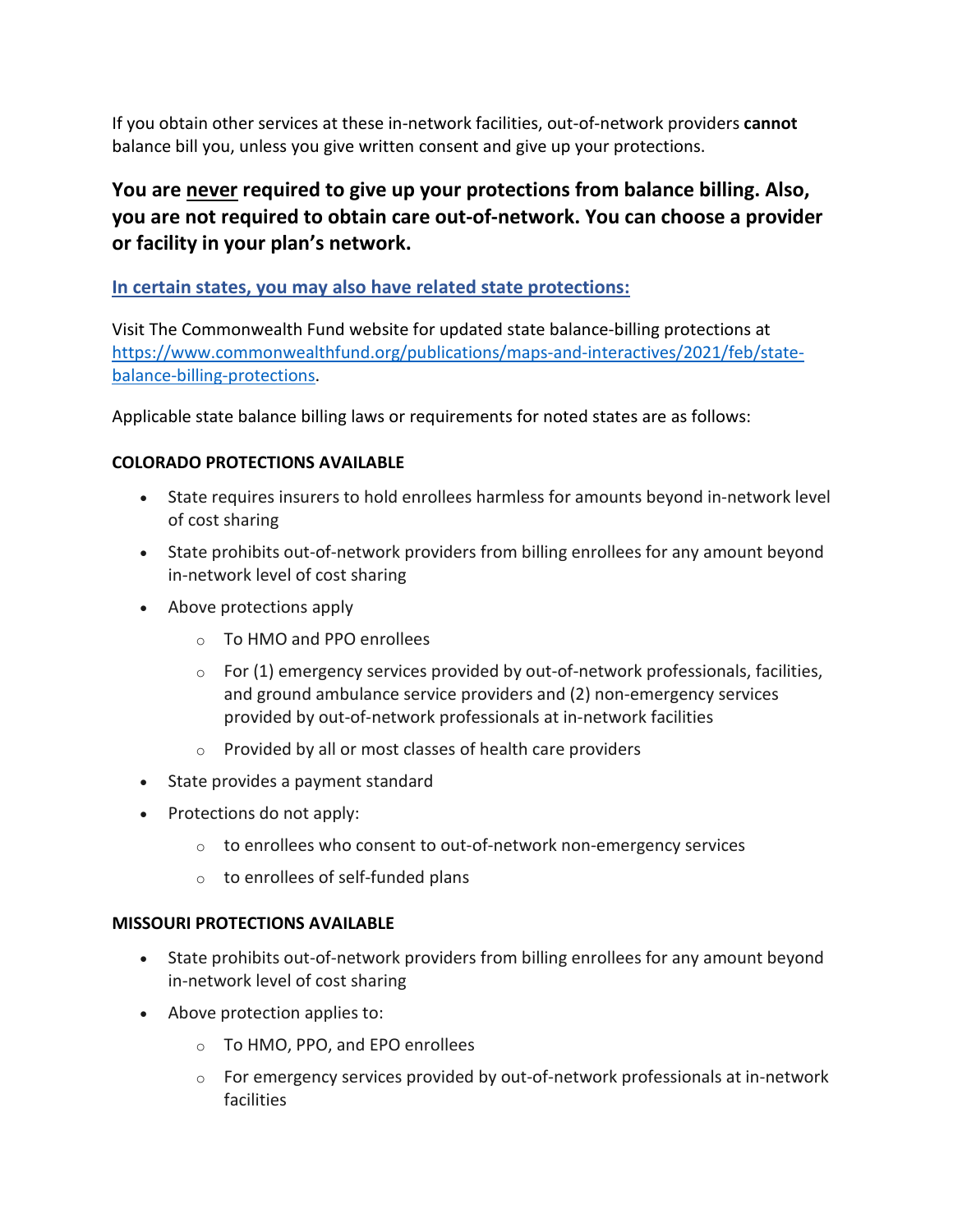If you obtain other services at these in-network facilities, out-of-network providers **cannot** balance bill you, unless you give written consent and give up your protections.

### You are <u>never</u> required to give up your protections from balance billing. Also, you are not required to obtain care out-of-network. You can choose a provider or facility in your plan's network.

**[In certain states, you may also have related state protections:]**

Visit The Commonwealth Fund website for updated state balance-billing protections at [https://www.commonwealthfund.org/publications/maps-and-interactives/2021/feb/state-balance-billing-protections](https://www.commonwealthfund.org/publications/maps-and-interactives/2021/feb/state-balance-billing-protections).

Applicable state balance billing laws or requirements for noted states are as follows:

**COLORADO PROTECTIONS AVAILABLE**

- State requires insurers to hold enrollees harmless for amounts beyond in-network level of cost sharing
- State prohibits out-of-network providers from billing enrollees for any amount beyond in-network level of cost sharing
- Above protections apply
  - To HMO and PPO enrollees
  - For (1) emergency services provided by out-of-network professionals, facilities, and ground ambulance service providers and (2) non-emergency services provided by out-of-network professionals at in-network facilities
  - Provided by all or most classes of health care providers
- State provides a payment standard
- Protections do not apply:
  - to enrollees who consent to out-of-network non-emergency services
  - to enrollees of self-funded plans

**MISSOURI PROTECTIONS AVAILABLE**

- State prohibits out-of-network providers from billing enrollees for any amount beyond in-network level of cost sharing
- Above protection applies to:
  - To HMO, PPO, and EPO enrollees
  - For emergency services provided by out-of-network professionals at in-network facilities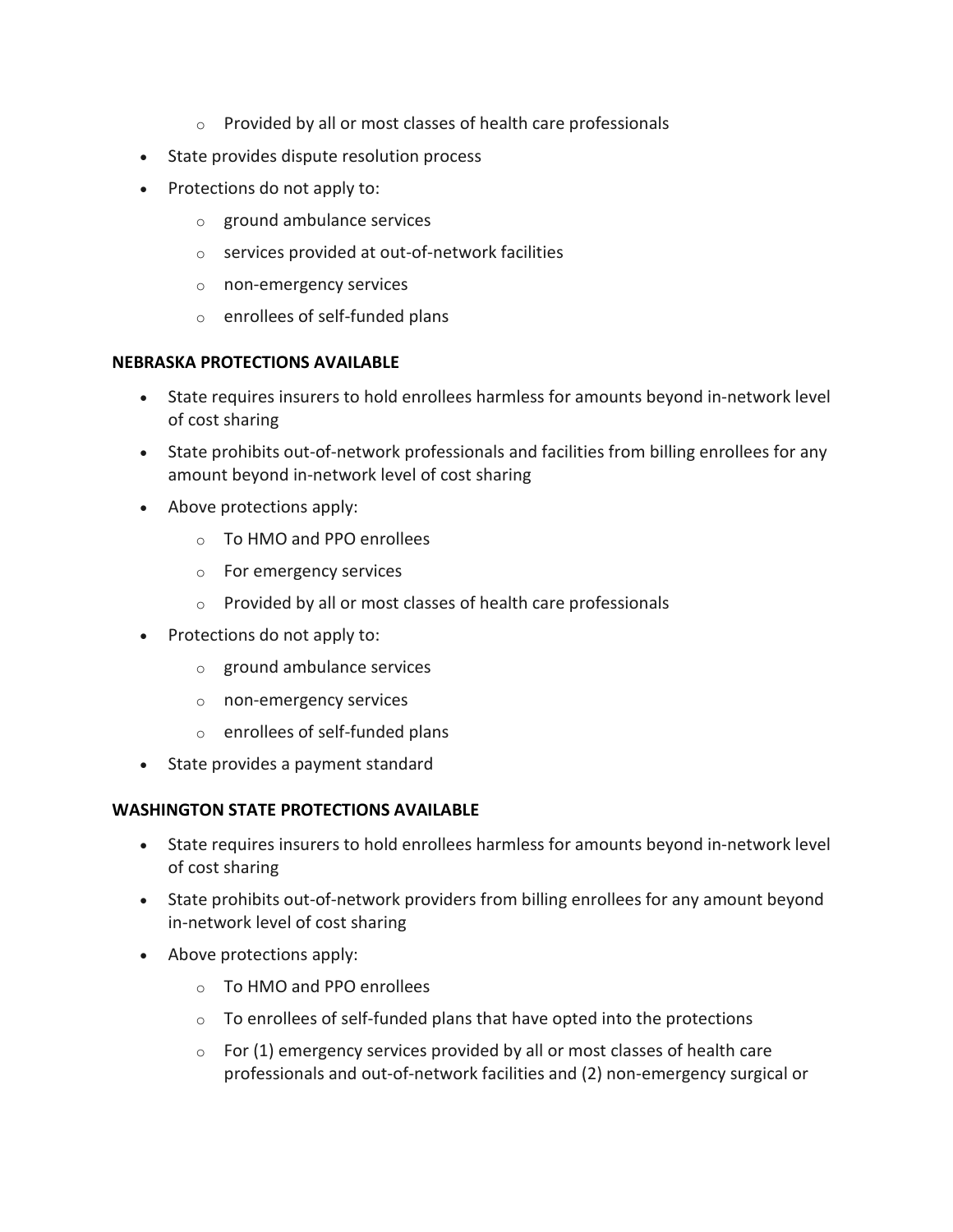- Provided by all or most classes of health care professionals
- State provides dispute resolution process
- Protections do not apply to:
  - ground ambulance services
  - services provided at out-of-network facilities
  - non-emergency services
  - enrollees of self-funded plans

**NEBRASKA PROTECTIONS AVAILABLE**

- State requires insurers to hold enrollees harmless for amounts beyond in-network level of cost sharing
- State prohibits out-of-network professionals and facilities from billing enrollees for any amount beyond in-network level of cost sharing
- Above protections apply:
  - To HMO and PPO enrollees
  - For emergency services
  - Provided by all or most classes of health care professionals
- Protections do not apply to:
  - ground ambulance services
  - non-emergency services
  - enrollees of self-funded plans
- State provides a payment standard

**WASHINGTON STATE PROTECTIONS AVAILABLE**

- State requires insurers to hold enrollees harmless for amounts beyond in-network level of cost sharing
- State prohibits out-of-network providers from billing enrollees for any amount beyond in-network level of cost sharing
- Above protections apply:
  - To HMO and PPO enrollees
  - To enrollees of self-funded plans that have opted into the protections
  - For (1) emergency services provided by all or most classes of health care professionals and out-of-network facilities and (2) non-emergency surgical or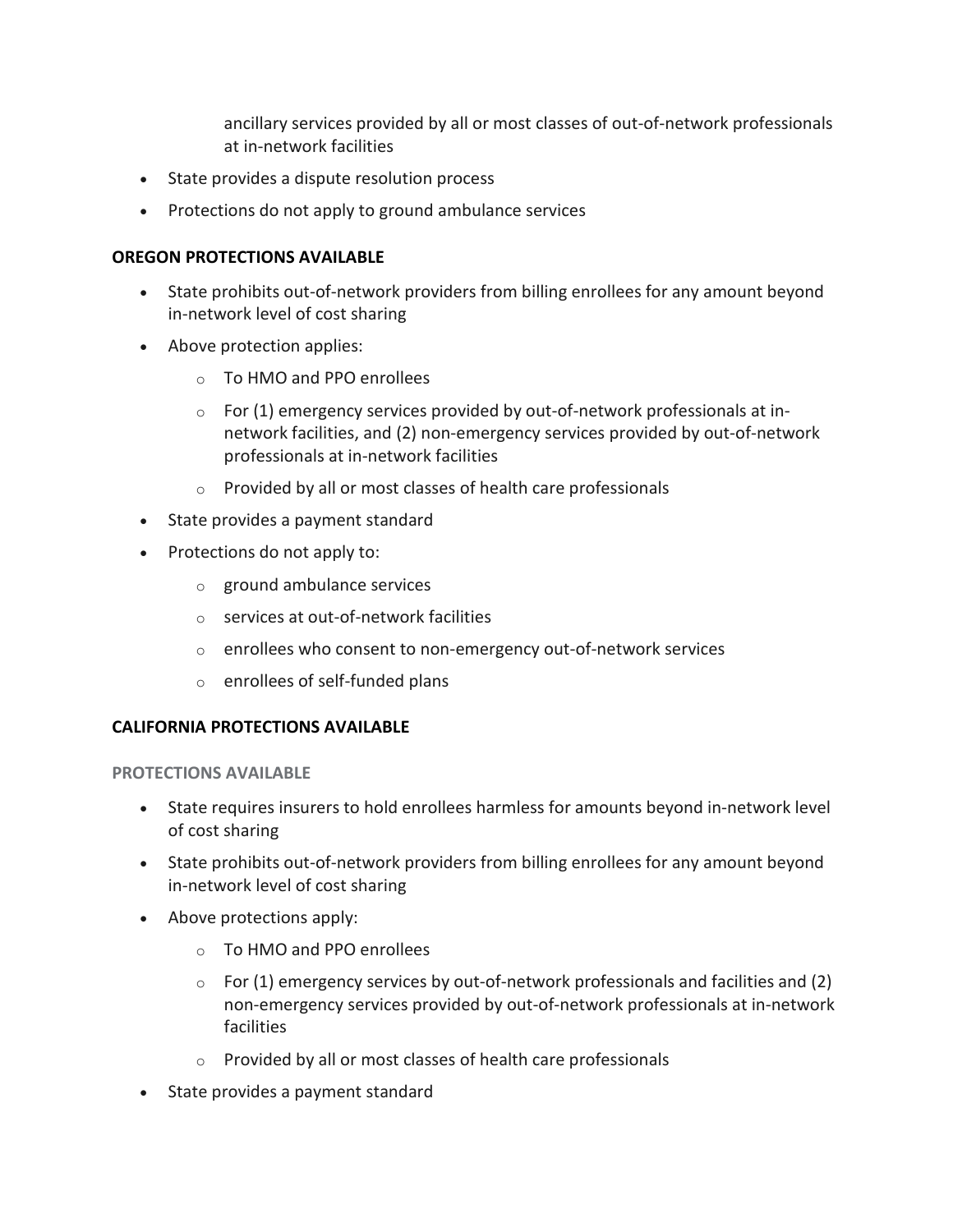ancillary services provided by all or most classes of out-of-network professionals at in-network facilities

- State provides a dispute resolution process
- Protections do not apply to ground ambulance services

**OREGON PROTECTIONS AVAILABLE**

- State prohibits out-of-network providers from billing enrollees for any amount beyond in-network level of cost sharing
- Above protection applies:
    - To HMO and PPO enrollees
    - For (1) emergency services provided by out-of-network professionals at in-network facilities, and (2) non-emergency services provided by out-of-network professionals at in-network facilities
    - Provided by all or most classes of health care professionals
- State provides a payment standard
- Protections do not apply to:
    - ground ambulance services
    - services at out-of-network facilities
    - enrollees who consent to non-emergency out-of-network services
    - enrollees of self-funded plans

**CALIFORNIA PROTECTIONS AVAILABLE**

**PROTECTIONS AVAILABLE**

- State requires insurers to hold enrollees harmless for amounts beyond in-network level of cost sharing
- State prohibits out-of-network providers from billing enrollees for any amount beyond in-network level of cost sharing
- Above protections apply:
    - To HMO and PPO enrollees
    - For (1) emergency services by out-of-network professionals and facilities and (2) non-emergency services provided by out-of-network professionals at in-network facilities
    - Provided by all or most classes of health care professionals
- State provides a payment standard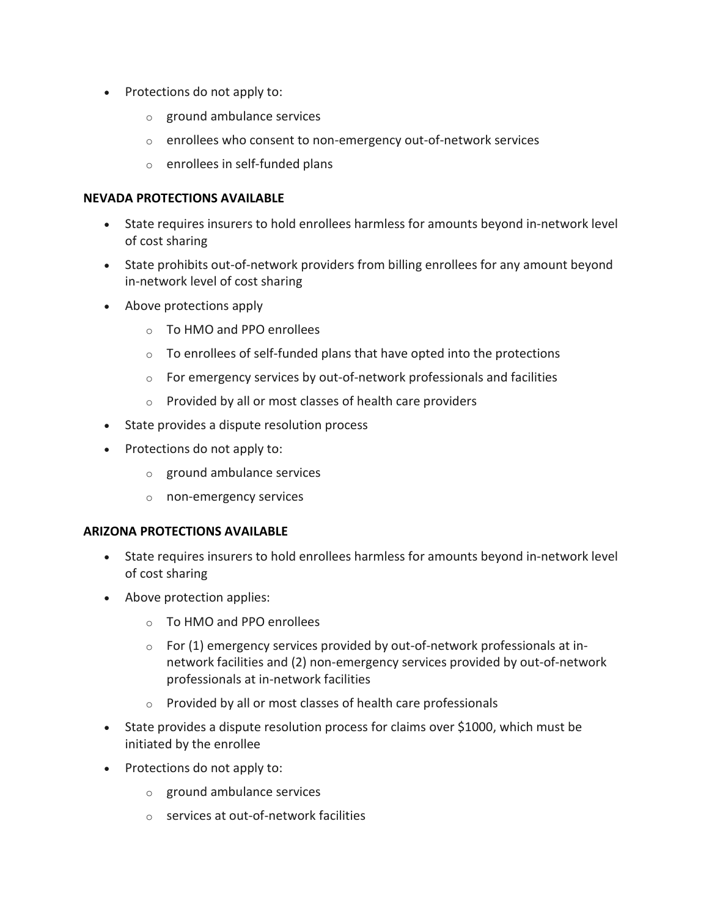- Protections do not apply to:
  - ground ambulance services
  - enrollees who consent to non-emergency out-of-network services
  - enrollees in self-funded plans

**NEVADA PROTECTIONS AVAILABLE**

- State requires insurers to hold enrollees harmless for amounts beyond in-network level of cost sharing
- State prohibits out-of-network providers from billing enrollees for any amount beyond in-network level of cost sharing
- Above protections apply
  - To HMO and PPO enrollees
  - To enrollees of self-funded plans that have opted into the protections
  - For emergency services by out-of-network professionals and facilities
  - Provided by all or most classes of health care providers
- State provides a dispute resolution process
- Protections do not apply to:
  - ground ambulance services
  - non-emergency services

**ARIZONA PROTECTIONS AVAILABLE**

- State requires insurers to hold enrollees harmless for amounts beyond in-network level of cost sharing
- Above protection applies:
  - To HMO and PPO enrollees
  - For (1) emergency services provided by out-of-network professionals at in-network facilities and (2) non-emergency services provided by out-of-network professionals at in-network facilities
  - Provided by all or most classes of health care professionals
- State provides a dispute resolution process for claims over $1000, which must be initiated by the enrollee
- Protections do not apply to:
  - ground ambulance services
  - services at out-of-network facilities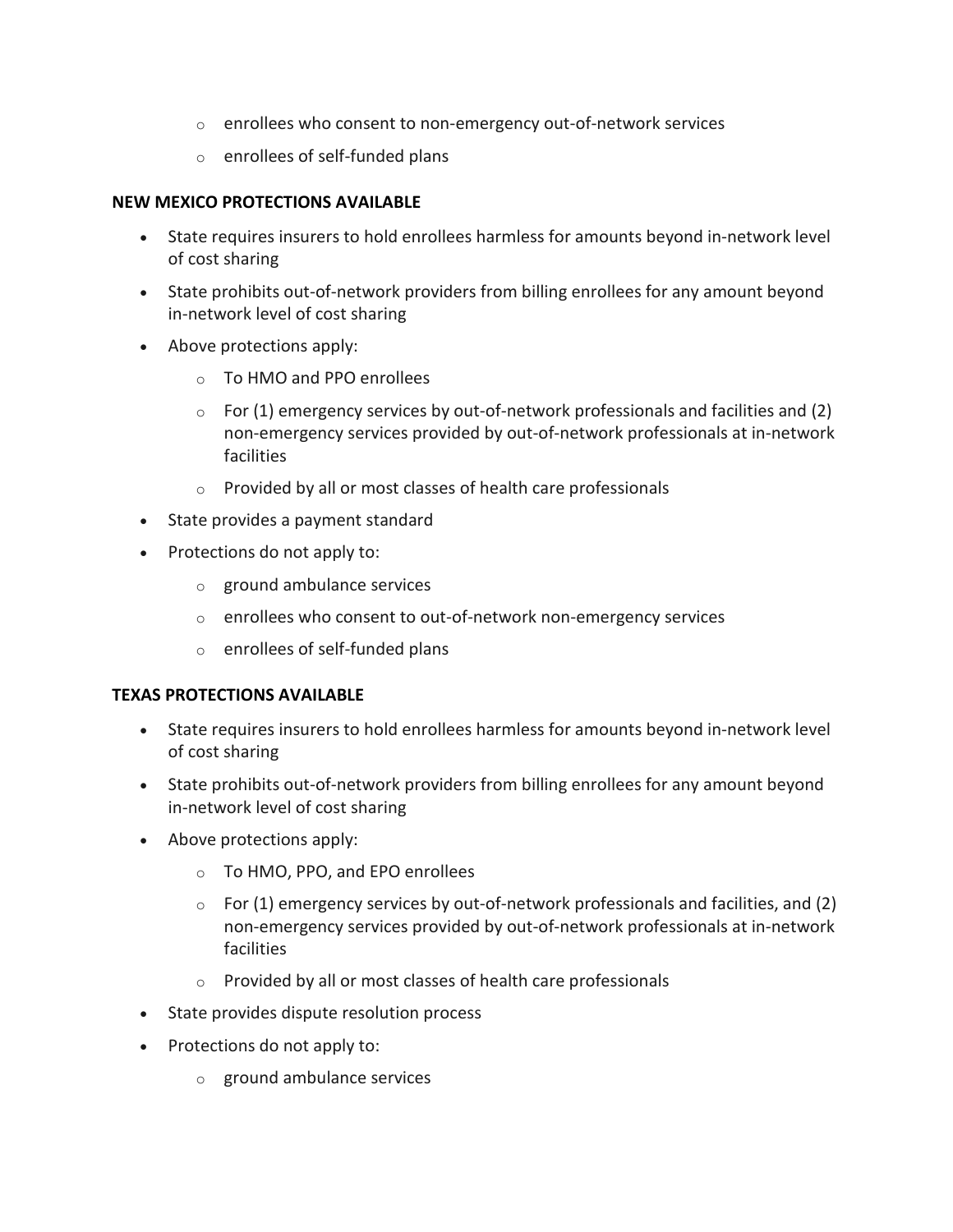- enrollees who consent to non-emergency out-of-network services
  - enrollees of self-funded plans

**NEW MEXICO PROTECTIONS AVAILABLE**

- State requires insurers to hold enrollees harmless for amounts beyond in-network level of cost sharing
- State prohibits out-of-network providers from billing enrollees for any amount beyond in-network level of cost sharing
- Above protections apply:
  - To HMO and PPO enrollees
  - For (1) emergency services by out-of-network professionals and facilities and (2) non-emergency services provided by out-of-network professionals at in-network facilities
  - Provided by all or most classes of health care professionals
- State provides a payment standard
- Protections do not apply to:
  - ground ambulance services
  - enrollees who consent to out-of-network non-emergency services
  - enrollees of self-funded plans

**TEXAS PROTECTIONS AVAILABLE**

- State requires insurers to hold enrollees harmless for amounts beyond in-network level of cost sharing
- State prohibits out-of-network providers from billing enrollees for any amount beyond in-network level of cost sharing
- Above protections apply:
  - To HMO, PPO, and EPO enrollees
  - For (1) emergency services by out-of-network professionals and facilities, and (2) non-emergency services provided by out-of-network professionals at in-network facilities
  - Provided by all or most classes of health care professionals
- State provides dispute resolution process
- Protections do not apply to:
  - ground ambulance services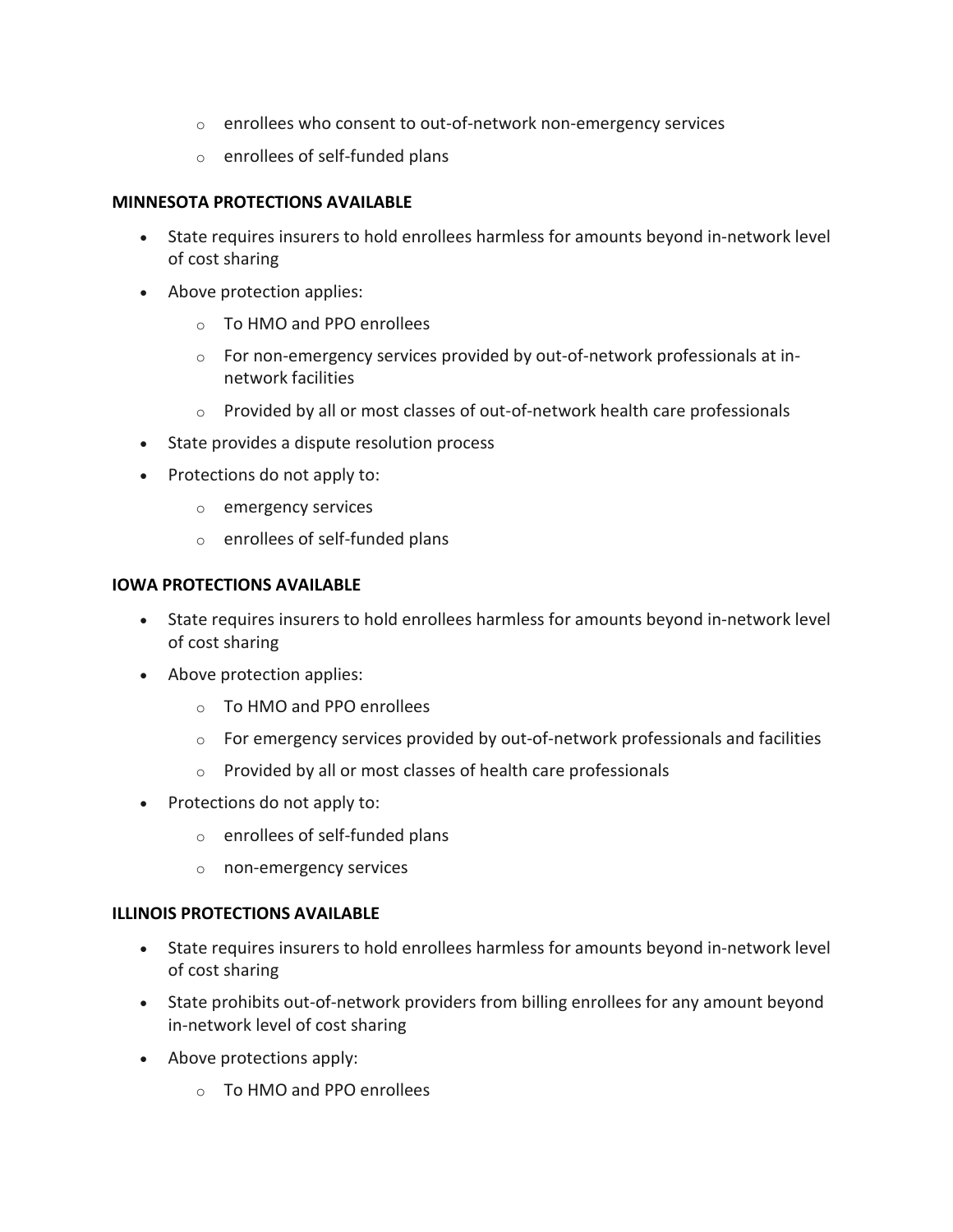- enrollees who consent to out-of-network non-emergency services
  - enrollees of self-funded plans

**MINNESOTA PROTECTIONS AVAILABLE**

- State requires insurers to hold enrollees harmless for amounts beyond in-network level of cost sharing
- Above protection applies:
  - To HMO and PPO enrollees
  - For non-emergency services provided by out-of-network professionals at in-network facilities
  - Provided by all or most classes of out-of-network health care professionals
- State provides a dispute resolution process
- Protections do not apply to:
  - emergency services
  - enrollees of self-funded plans

**IOWA PROTECTIONS AVAILABLE**

- State requires insurers to hold enrollees harmless for amounts beyond in-network level of cost sharing
- Above protection applies:
  - To HMO and PPO enrollees
  - For emergency services provided by out-of-network professionals and facilities
  - Provided by all or most classes of health care professionals
- Protections do not apply to:
  - enrollees of self-funded plans
  - non-emergency services

**ILLINOIS PROTECTIONS AVAILABLE**

- State requires insurers to hold enrollees harmless for amounts beyond in-network level of cost sharing
- State prohibits out-of-network providers from billing enrollees for any amount beyond in-network level of cost sharing
- Above protections apply:
  - To HMO and PPO enrollees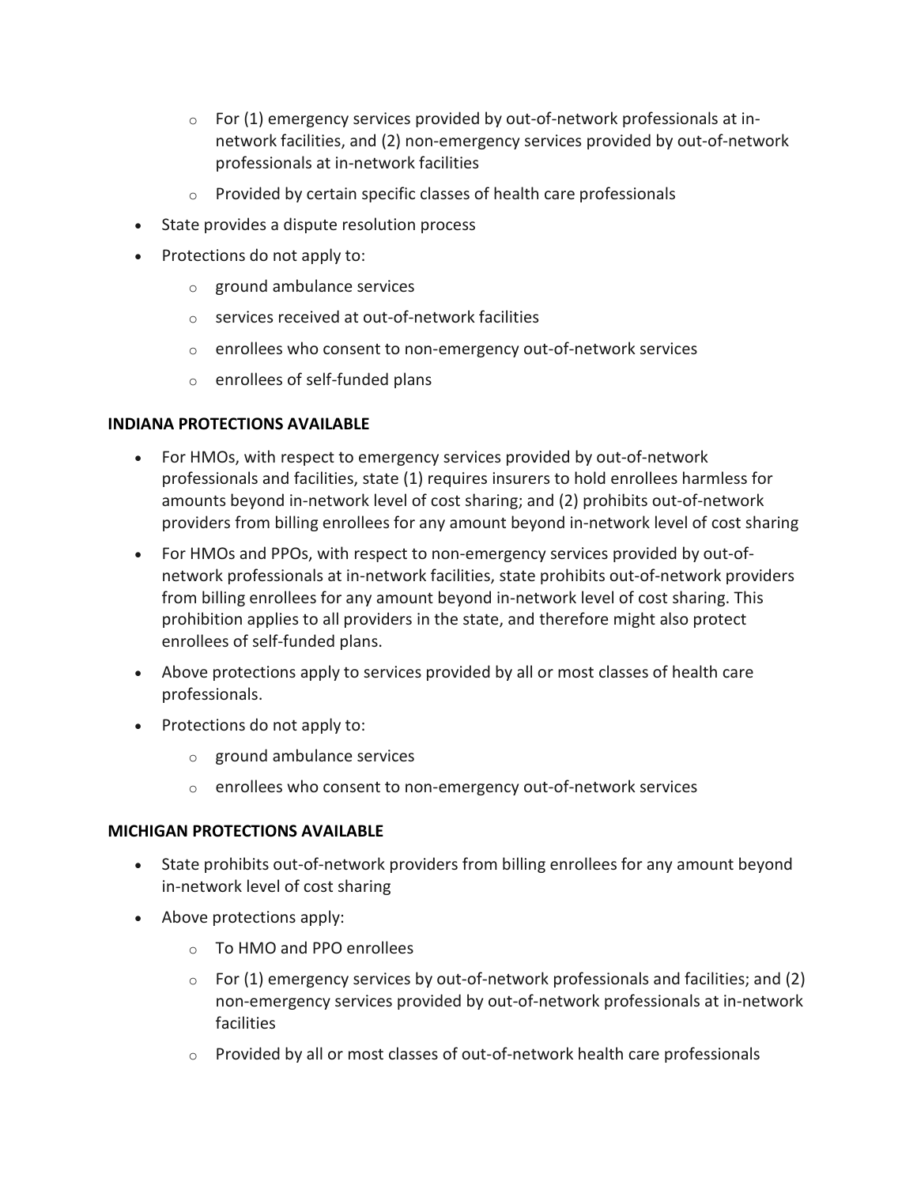- For (1) emergency services provided by out-of-network professionals at in-network facilities, and (2) non-emergency services provided by out-of-network professionals at in-network facilities
    - Provided by certain specific classes of health care professionals
- State provides a dispute resolution process
- Protections do not apply to:
    - ground ambulance services
    - services received at out-of-network facilities
    - enrollees who consent to non-emergency out-of-network services
    - enrollees of self-funded plans

**INDIANA PROTECTIONS AVAILABLE**

- For HMOs, with respect to emergency services provided by out-of-network professionals and facilities, state (1) requires insurers to hold enrollees harmless for amounts beyond in-network level of cost sharing; and (2) prohibits out-of-network providers from billing enrollees for any amount beyond in-network level of cost sharing
- For HMOs and PPOs, with respect to non-emergency services provided by out-of-network professionals at in-network facilities, state prohibits out-of-network providers from billing enrollees for any amount beyond in-network level of cost sharing. This prohibition applies to all providers in the state, and therefore might also protect enrollees of self-funded plans.
- Above protections apply to services provided by all or most classes of health care professionals.
- Protections do not apply to:
    - ground ambulance services
    - enrollees who consent to non-emergency out-of-network services

**MICHIGAN PROTECTIONS AVAILABLE**

- State prohibits out-of-network providers from billing enrollees for any amount beyond in-network level of cost sharing
- Above protections apply:
    - To HMO and PPO enrollees
    - For (1) emergency services by out-of-network professionals and facilities; and (2) non-emergency services provided by out-of-network professionals at in-network facilities
    - Provided by all or most classes of out-of-network health care professionals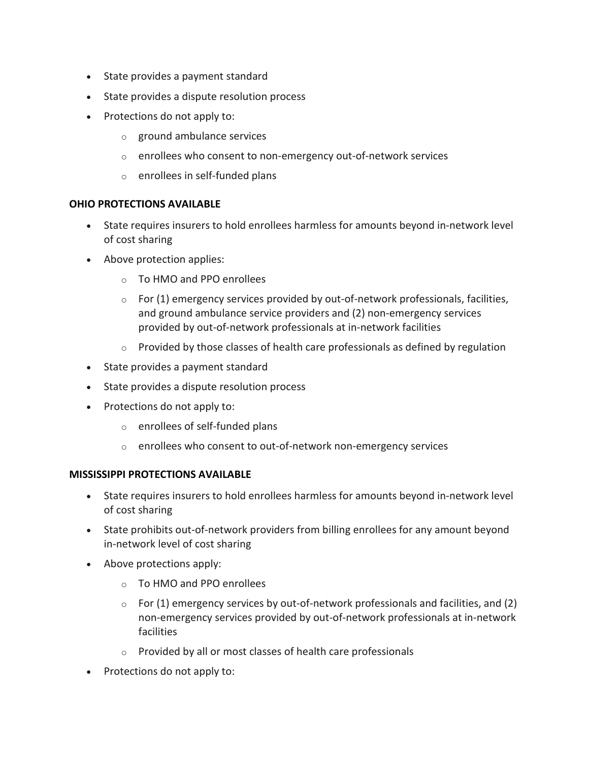- State provides a payment standard
- State provides a dispute resolution process
- Protections do not apply to:
    - ground ambulance services
    - enrollees who consent to non-emergency out-of-network services
    - enrollees in self-funded plans

**OHIO PROTECTIONS AVAILABLE**

- State requires insurers to hold enrollees harmless for amounts beyond in-network level of cost sharing
- Above protection applies:
    - To HMO and PPO enrollees
    - For (1) emergency services provided by out-of-network professionals, facilities, and ground ambulance service providers and (2) non-emergency services provided by out-of-network professionals at in-network facilities
    - Provided by those classes of health care professionals as defined by regulation
- State provides a payment standard
- State provides a dispute resolution process
- Protections do not apply to:
    - enrollees of self-funded plans
    - enrollees who consent to out-of-network non-emergency services

**MISSISSIPPI PROTECTIONS AVAILABLE**

- State requires insurers to hold enrollees harmless for amounts beyond in-network level of cost sharing
- State prohibits out-of-network providers from billing enrollees for any amount beyond in-network level of cost sharing
- Above protections apply:
    - To HMO and PPO enrollees
    - For (1) emergency services by out-of-network professionals and facilities, and (2) non-emergency services provided by out-of-network professionals at in-network facilities
    - Provided by all or most classes of health care professionals
- Protections do not apply to: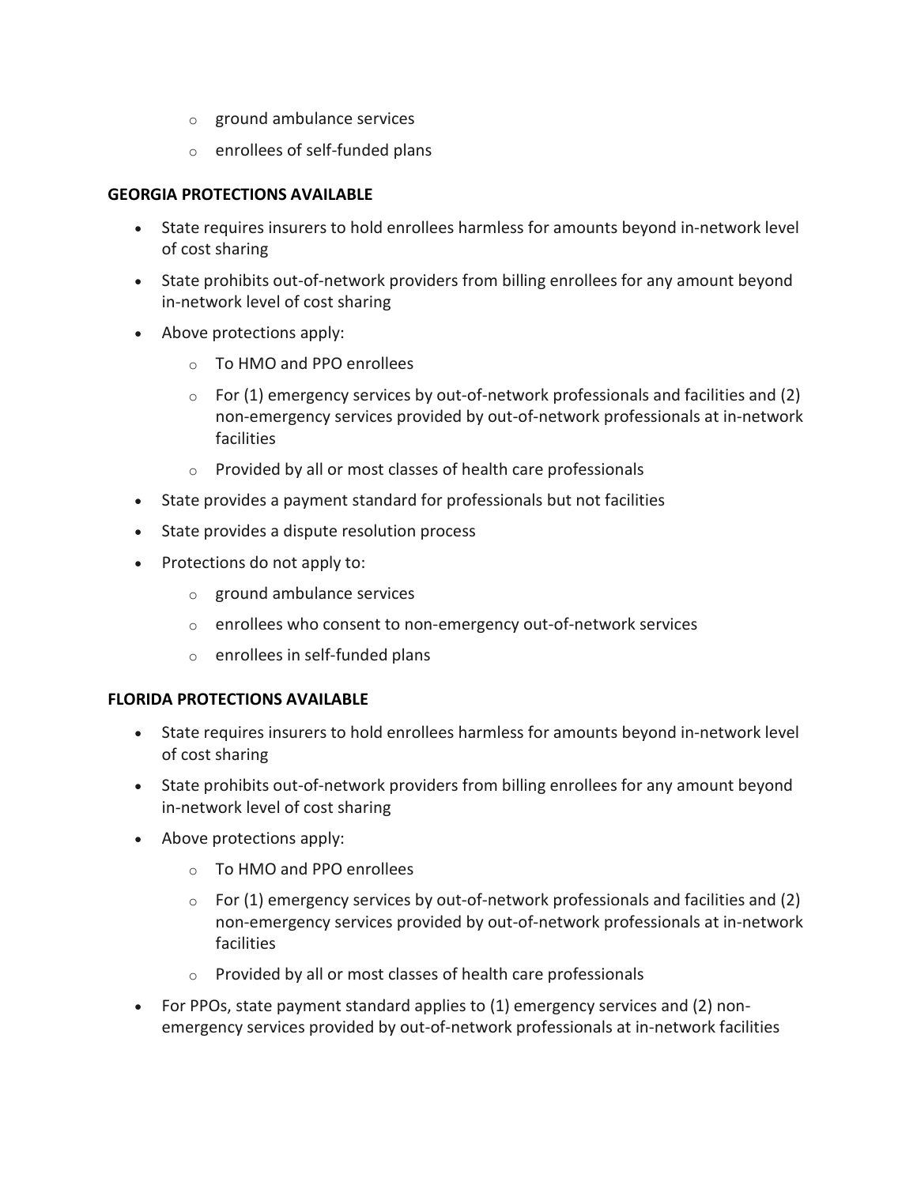- ground ambulance services
  - enrollees of self-funded plans

**GEORGIA PROTECTIONS AVAILABLE**

- State requires insurers to hold enrollees harmless for amounts beyond in-network level of cost sharing
- State prohibits out-of-network providers from billing enrollees for any amount beyond in-network level of cost sharing
- Above protections apply:
  - To HMO and PPO enrollees
  - For (1) emergency services by out-of-network professionals and facilities and (2) non-emergency services provided by out-of-network professionals at in-network facilities
  - Provided by all or most classes of health care professionals
- State provides a payment standard for professionals but not facilities
- State provides a dispute resolution process
- Protections do not apply to:
  - ground ambulance services
  - enrollees who consent to non-emergency out-of-network services
  - enrollees in self-funded plans

**FLORIDA PROTECTIONS AVAILABLE**

- State requires insurers to hold enrollees harmless for amounts beyond in-network level of cost sharing
- State prohibits out-of-network providers from billing enrollees for any amount beyond in-network level of cost sharing
- Above protections apply:
  - To HMO and PPO enrollees
  - For (1) emergency services by out-of-network professionals and facilities and (2) non-emergency services provided by out-of-network professionals at in-network facilities
  - Provided by all or most classes of health care professionals
- For PPOs, state payment standard applies to (1) emergency services and (2) non-emergency services provided by out-of-network professionals at in-network facilities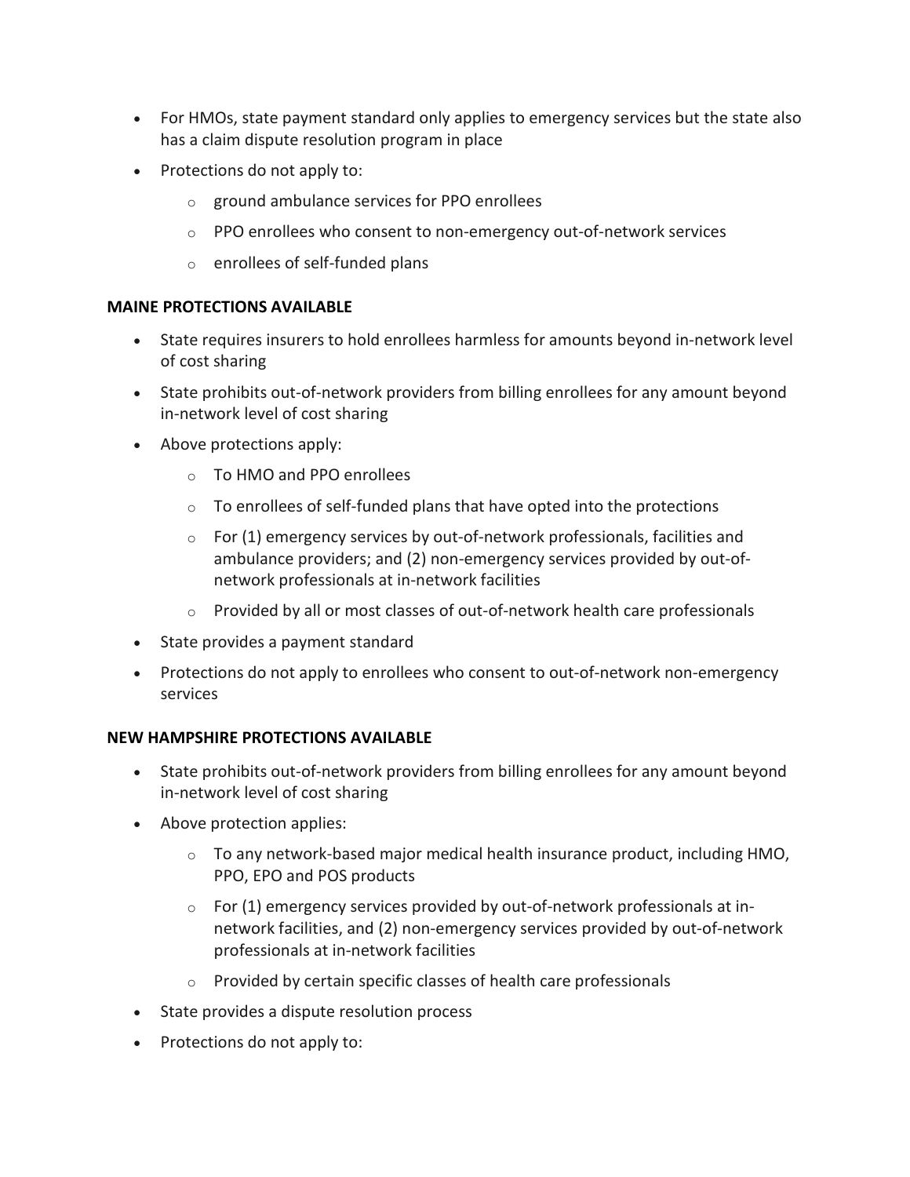- For HMOs, state payment standard only applies to emergency services but the state also has a claim dispute resolution program in place
- Protections do not apply to:
  - ground ambulance services for PPO enrollees
  - PPO enrollees who consent to non-emergency out-of-network services
  - enrollees of self-funded plans

**MAINE PROTECTIONS AVAILABLE**

- State requires insurers to hold enrollees harmless for amounts beyond in-network level of cost sharing
- State prohibits out-of-network providers from billing enrollees for any amount beyond in-network level of cost sharing
- Above protections apply:
  - To HMO and PPO enrollees
  - To enrollees of self-funded plans that have opted into the protections
  - For (1) emergency services by out-of-network professionals, facilities and ambulance providers; and (2) non-emergency services provided by out-of-network professionals at in-network facilities
  - Provided by all or most classes of out-of-network health care professionals
- State provides a payment standard
- Protections do not apply to enrollees who consent to out-of-network non-emergency services

**NEW HAMPSHIRE PROTECTIONS AVAILABLE**

- State prohibits out-of-network providers from billing enrollees for any amount beyond in-network level of cost sharing
- Above protection applies:
  - To any network-based major medical health insurance product, including HMO, PPO, EPO and POS products
  - For (1) emergency services provided by out-of-network professionals at in-network facilities, and (2) non-emergency services provided by out-of-network professionals at in-network facilities
  - Provided by certain specific classes of health care professionals
- State provides a dispute resolution process
- Protections do not apply to: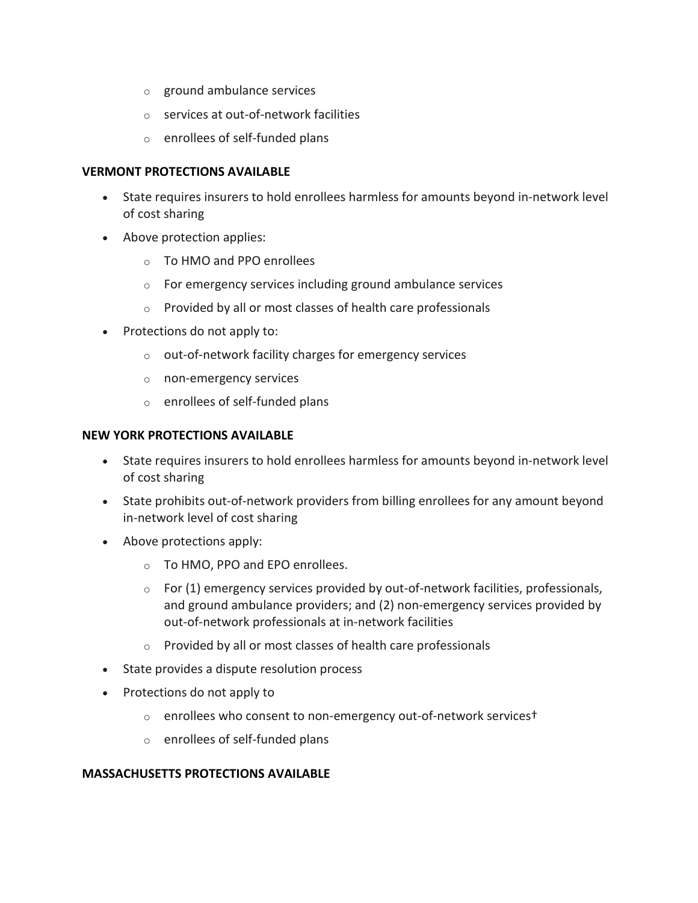- ground ambulance services
- services at out-of-network facilities
- enrollees of self-funded plans

**VERMONT PROTECTIONS AVAILABLE**

- State requires insurers to hold enrollees harmless for amounts beyond in-network level of cost sharing
- Above protection applies:
  - To HMO and PPO enrollees
  - For emergency services including ground ambulance services
  - Provided by all or most classes of health care professionals
- Protections do not apply to:
  - out-of-network facility charges for emergency services
  - non-emergency services
  - enrollees of self-funded plans

**NEW YORK PROTECTIONS AVAILABLE**

- State requires insurers to hold enrollees harmless for amounts beyond in-network level of cost sharing
- State prohibits out-of-network providers from billing enrollees for any amount beyond in-network level of cost sharing
- Above protections apply:
  - To HMO, PPO and EPO enrollees.
  - For (1) emergency services provided by out-of-network facilities, professionals, and ground ambulance providers; and (2) non-emergency services provided by out-of-network professionals at in-network facilities
  - Provided by all or most classes of health care professionals
- State provides a dispute resolution process
- Protections do not apply to
  - enrollees who consent to non-emergency out-of-network services†
  - enrollees of self-funded plans

**MASSACHUSETTS PROTECTIONS AVAILABLE**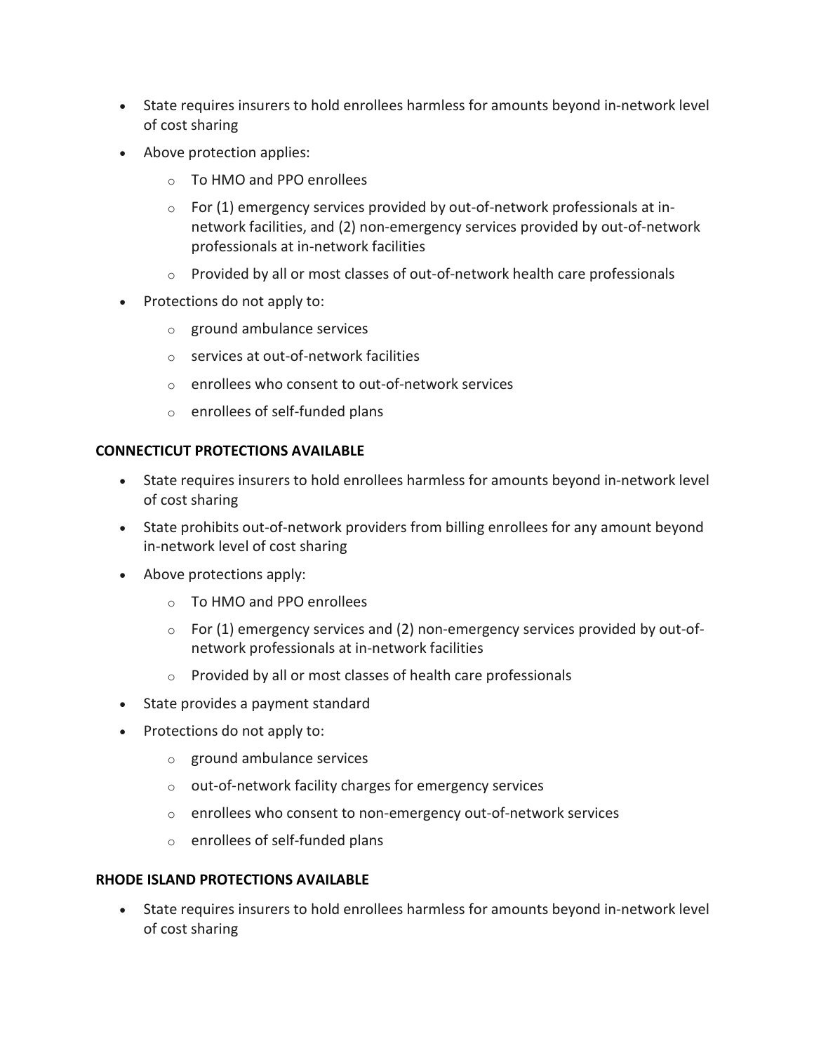- State requires insurers to hold enrollees harmless for amounts beyond in-network level of cost sharing
- Above protection applies:
  - To HMO and PPO enrollees
  - For (1) emergency services provided by out-of-network professionals at in-network facilities, and (2) non-emergency services provided by out-of-network professionals at in-network facilities
  - Provided by all or most classes of out-of-network health care professionals
- Protections do not apply to:
  - ground ambulance services
  - services at out-of-network facilities
  - enrollees who consent to out-of-network services
  - enrollees of self-funded plans

**CONNECTICUT PROTECTIONS AVAILABLE**

- State requires insurers to hold enrollees harmless for amounts beyond in-network level of cost sharing
- State prohibits out-of-network providers from billing enrollees for any amount beyond in-network level of cost sharing
- Above protections apply:
  - To HMO and PPO enrollees
  - For (1) emergency services and (2) non-emergency services provided by out-of-network professionals at in-network facilities
  - Provided by all or most classes of health care professionals
- State provides a payment standard
- Protections do not apply to:
  - ground ambulance services
  - out-of-network facility charges for emergency services
  - enrollees who consent to non-emergency out-of-network services
  - enrollees of self-funded plans

**RHODE ISLAND PROTECTIONS AVAILABLE**

- State requires insurers to hold enrollees harmless for amounts beyond in-network level of cost sharing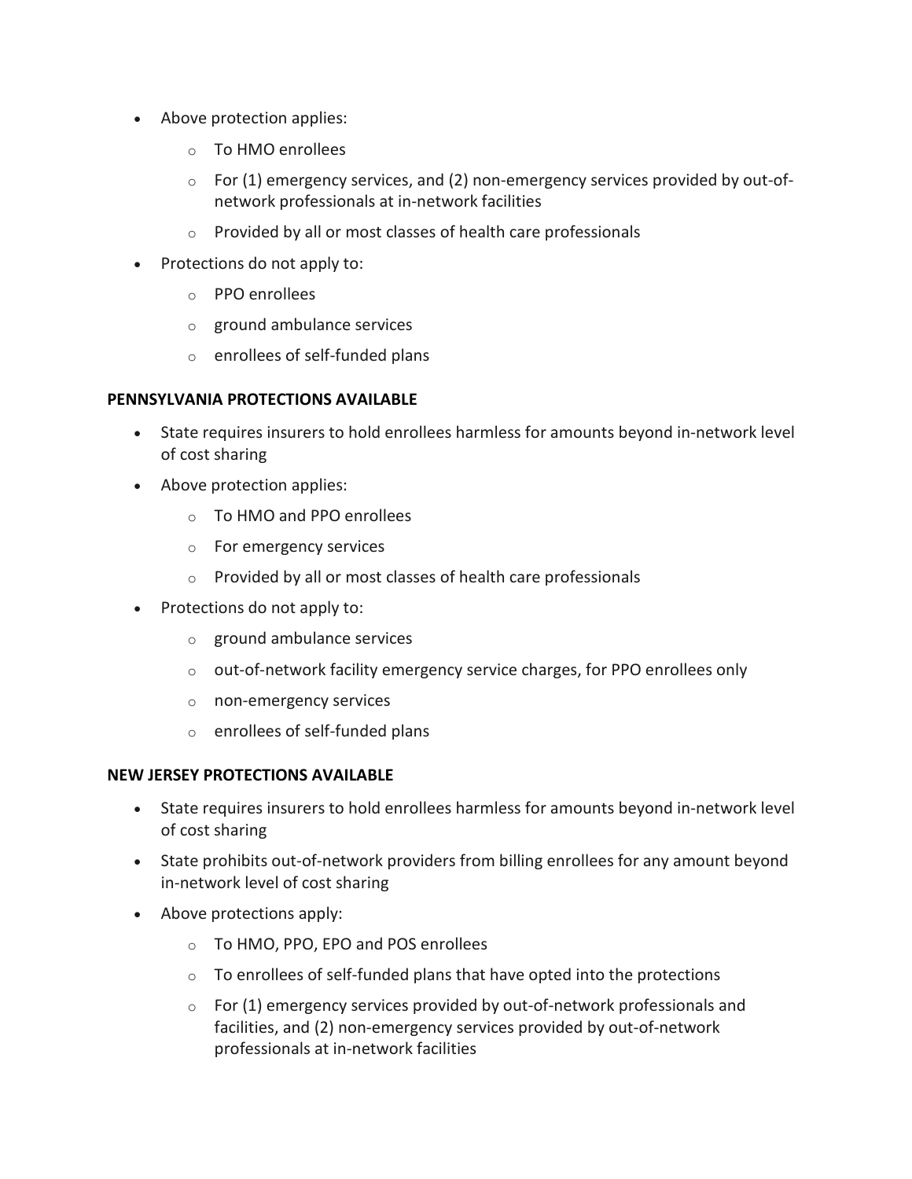- Above protection applies:
    - To HMO enrollees
    - For (1) emergency services, and (2) non-emergency services provided by out-of-network professionals at in-network facilities
    - Provided by all or most classes of health care professionals
- Protections do not apply to:
    - PPO enrollees
    - ground ambulance services
    - enrollees of self-funded plans

**PENNSYLVANIA PROTECTIONS AVAILABLE**

- State requires insurers to hold enrollees harmless for amounts beyond in-network level of cost sharing
- Above protection applies:
    - To HMO and PPO enrollees
    - For emergency services
    - Provided by all or most classes of health care professionals
- Protections do not apply to:
    - ground ambulance services
    - out-of-network facility emergency service charges, for PPO enrollees only
    - non-emergency services
    - enrollees of self-funded plans

**NEW JERSEY PROTECTIONS AVAILABLE**

- State requires insurers to hold enrollees harmless for amounts beyond in-network level of cost sharing
- State prohibits out-of-network providers from billing enrollees for any amount beyond in-network level of cost sharing
- Above protections apply:
    - To HMO, PPO, EPO and POS enrollees
    - To enrollees of self-funded plans that have opted into the protections
    - For (1) emergency services provided by out-of-network professionals and facilities, and (2) non-emergency services provided by out-of-network professionals at in-network facilities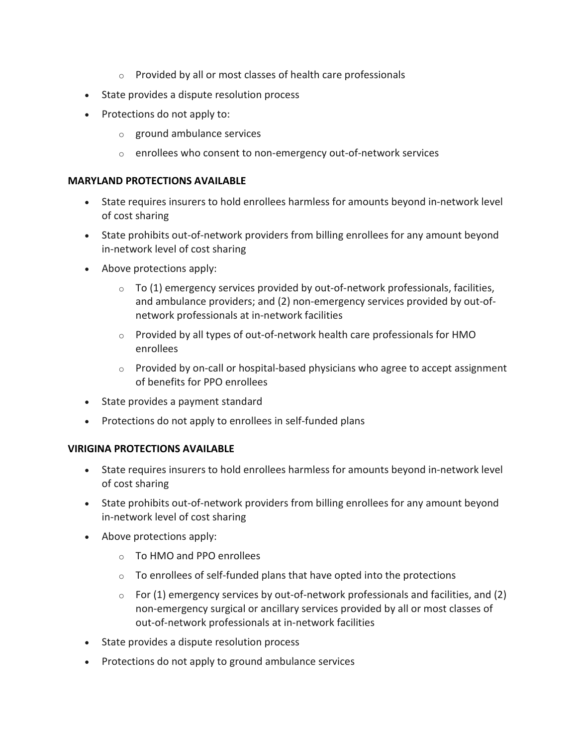- Provided by all or most classes of health care professionals
- State provides a dispute resolution process
- Protections do not apply to:
    - ground ambulance services
    - enrollees who consent to non-emergency out-of-network services

**MARYLAND PROTECTIONS AVAILABLE**

- State requires insurers to hold enrollees harmless for amounts beyond in-network level of cost sharing
- State prohibits out-of-network providers from billing enrollees for any amount beyond in-network level of cost sharing
- Above protections apply:
    - To (1) emergency services provided by out-of-network professionals, facilities, and ambulance providers; and (2) non-emergency services provided by out-of-network professionals at in-network facilities
    - Provided by all types of out-of-network health care professionals for HMO enrollees
    - Provided by on-call or hospital-based physicians who agree to accept assignment of benefits for PPO enrollees
- State provides a payment standard
- Protections do not apply to enrollees in self-funded plans

**VIRIGINA PROTECTIONS AVAILABLE**

- State requires insurers to hold enrollees harmless for amounts beyond in-network level of cost sharing
- State prohibits out-of-network providers from billing enrollees for any amount beyond in-network level of cost sharing
- Above protections apply:
    - To HMO and PPO enrollees
    - To enrollees of self-funded plans that have opted into the protections
    - For (1) emergency services by out-of-network professionals and facilities, and (2) non-emergency surgical or ancillary services provided by all or most classes of out-of-network professionals at in-network facilities
- State provides a dispute resolution process
- Protections do not apply to ground ambulance services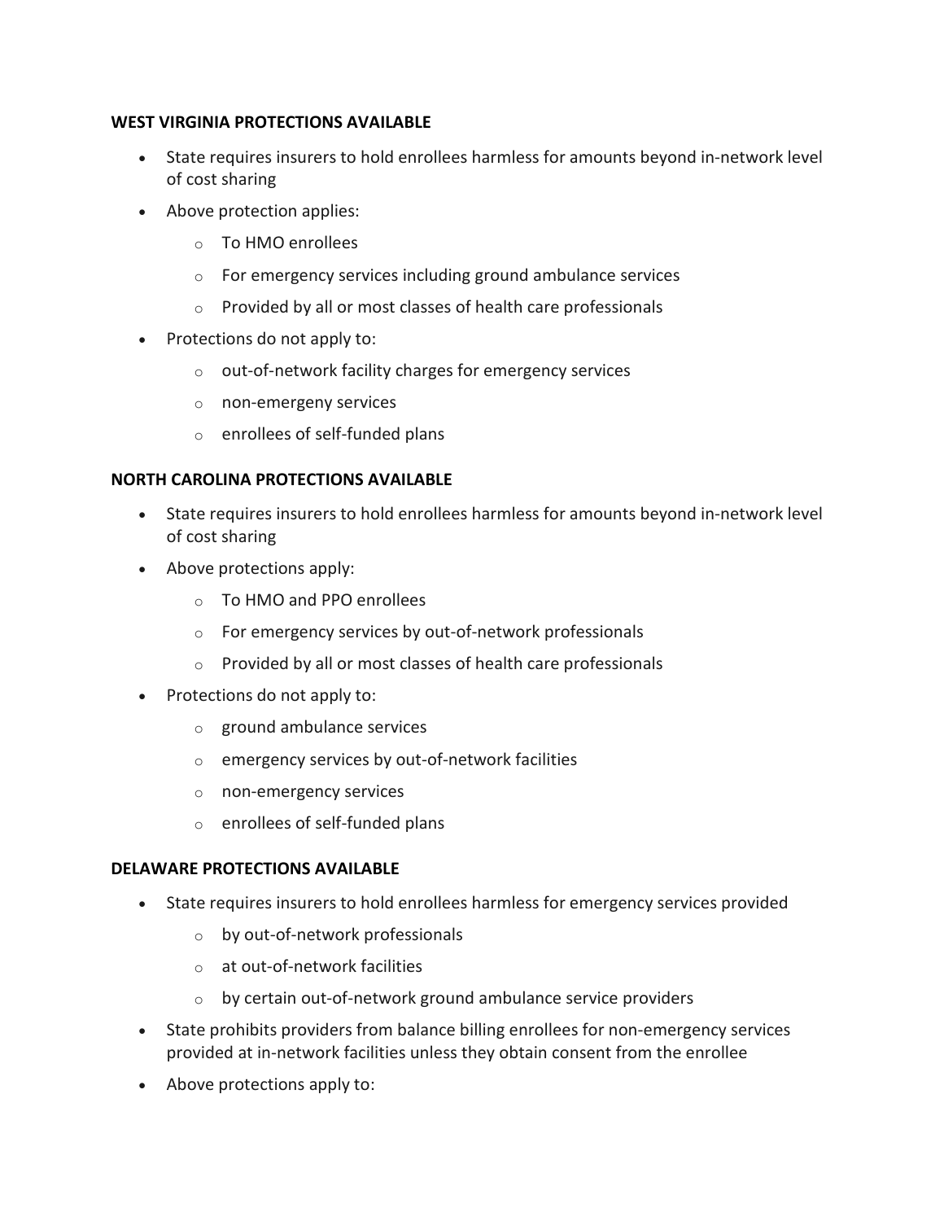**WEST VIRGINIA PROTECTIONS AVAILABLE**

- State requires insurers to hold enrollees harmless for amounts beyond in-network level of cost sharing
- Above protection applies:
  - To HMO enrollees
  - For emergency services including ground ambulance services
  - Provided by all or most classes of health care professionals
- Protections do not apply to:
  - out-of-network facility charges for emergency services
  - non-emergeny services
  - enrollees of self-funded plans

**NORTH CAROLINA PROTECTIONS AVAILABLE**

- State requires insurers to hold enrollees harmless for amounts beyond in-network level of cost sharing
- Above protections apply:
  - To HMO and PPO enrollees
  - For emergency services by out-of-network professionals
  - Provided by all or most classes of health care professionals
- Protections do not apply to:
  - ground ambulance services
  - emergency services by out-of-network facilities
  - non-emergency services
  - enrollees of self-funded plans

**DELAWARE PROTECTIONS AVAILABLE**

- State requires insurers to hold enrollees harmless for emergency services provided
  - by out-of-network professionals
  - at out-of-network facilities
  - by certain out-of-network ground ambulance service providers
- State prohibits providers from balance billing enrollees for non-emergency services provided at in-network facilities unless they obtain consent from the enrollee
- Above protections apply to: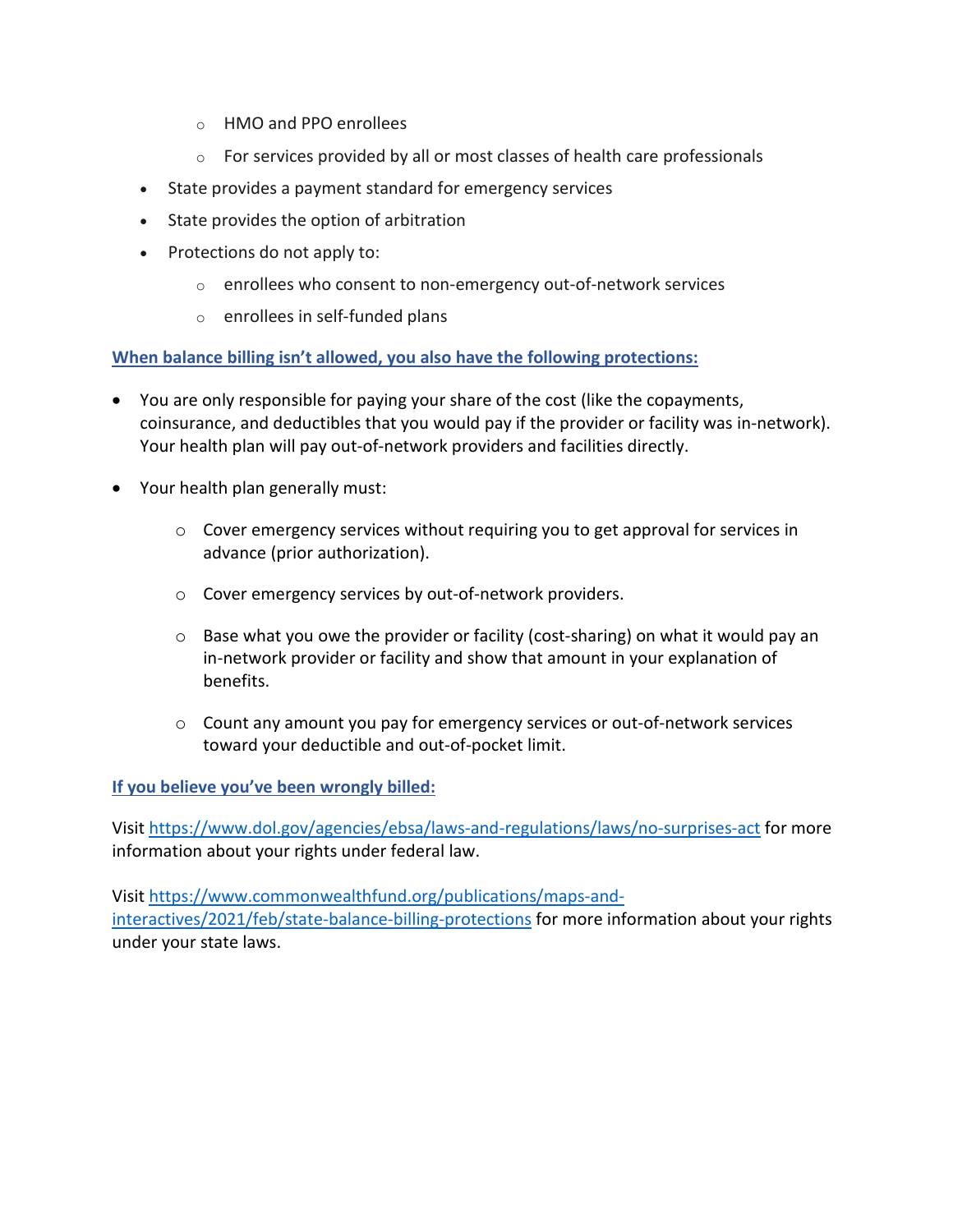- HMO and PPO enrollees
    - For services provided by all or most classes of health care professionals
- State provides a payment standard for emergency services
- State provides the option of arbitration
- Protections do not apply to:
    - enrollees who consent to non-emergency out-of-network services
    - enrollees in self-funded plans

**When balance billing isn't allowed, you also have the following protections:**

- You are only responsible for paying your share of the cost (like the copayments, coinsurance, and deductibles that you would pay if the provider or facility was in-network). Your health plan will pay out-of-network providers and facilities directly.
- Your health plan generally must:
    - Cover emergency services without requiring you to get approval for services in advance (prior authorization).
    - Cover emergency services by out-of-network providers.
    - Base what you owe the provider or facility (cost-sharing) on what it would pay an in-network provider or facility and show that amount in your explanation of benefits.
    - Count any amount you pay for emergency services or out-of-network services toward your deductible and out-of-pocket limit.

**If you believe you've been wrongly billed:**

Visit https://www.dol.gov/agencies/ebsa/laws-and-regulations/laws/no-surprises-act for more information about your rights under federal law.

Visit https://www.commonwealthfund.org/publications/maps-and-interactives/2021/feb/state-balance-billing-protections for more information about your rights under your state laws.